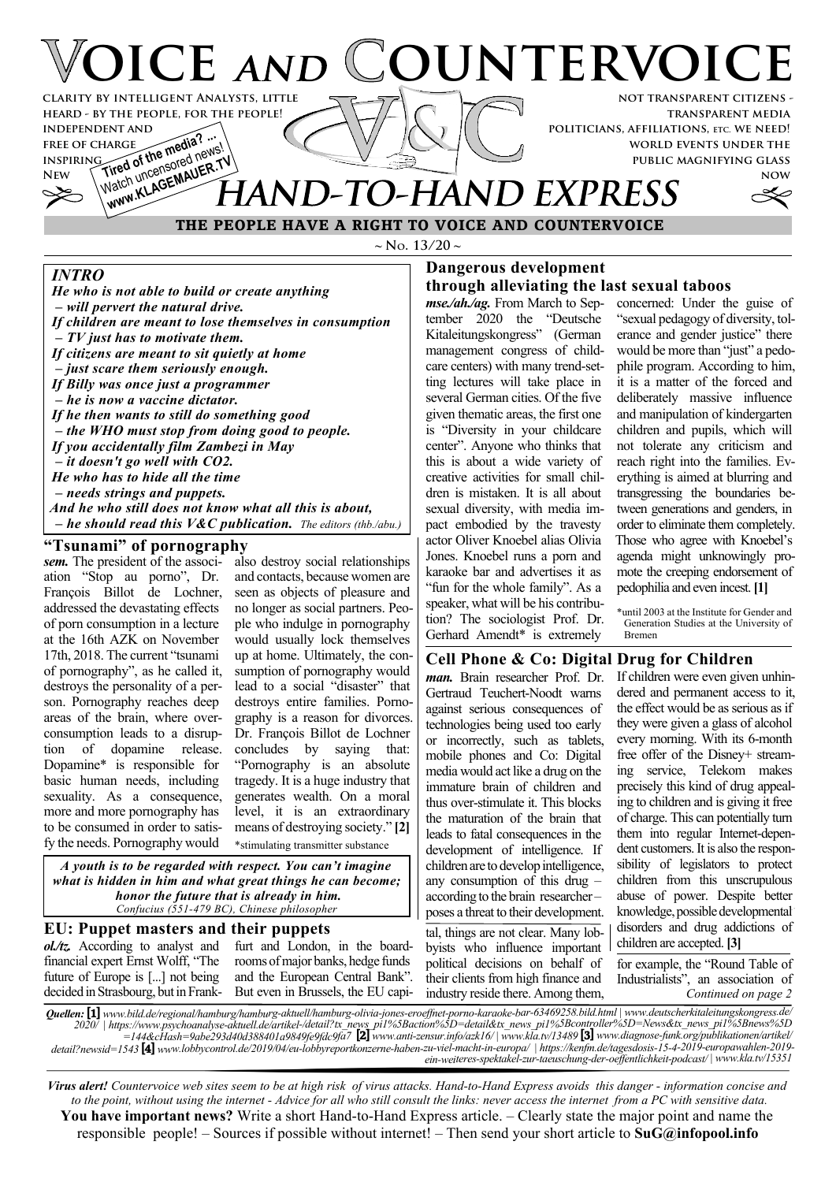# VOICE AND COUNTERVOICE

CLARITY BY INTELLIGENT ANALYSTS, LITTLE HEARD - BY THE PEOPLE, FOR THE PEOPLE!
INDEPENDENT AND FREE OF CHARGE
INSPIRING
NEW

Tired of the media? ... Watch uncensored news! www.KLAGEMAUER.TV

NOT TRANSPARENT CITIZENS - TRANSPARENT MEDIA
POLITICIANS, AFFILIATIONS, ETC. WE NEED!
WORLD EVENTS UNDER THE PUBLIC MAGNIFYING GLASS
NOW

## HAND-TO-HAND EXPRESS

**THE PEOPLE HAVE A RIGHT TO VOICE AND COUNTERVOICE**

~ No. 13/20 ~

### *INTRO*

***He who is not able to build or create anything***
***– will pervert the natural drive.***
***If children are meant to lose themselves in consumption***
***– TV just has to motivate them.***
***If citizens are meant to sit quietly at home***
***– just scare them seriously enough.***
***If Billy was once just a programmer***
***– he is now a vaccine dictator.***
***If he then wants to still do something good***
***– the WHO must stop from doing good to people.***
***If you accidentally film Zambezi in May***
***– it doesn't go well with CO2.***
***He who has to hide all the time***
***– needs strings and puppets.***
***And he who still does not know what all this is about,***
***– he should read this V&C publication.*** *The editors (thb./abu.)*

### "Tsunami" of pornography

***sem.*** The president of the association "Stop au porno", Dr. François Billot de Lochner, addressed the devastating effects of porn consumption in a lecture at the 16th AZK on November 17th, 2018. The current "tsunami of pornography", as he called it, destroys the personality of a person. Pornography reaches deep areas of the brain, where overconsumption leads to a disruption of dopamine release. Dopamine* is responsible for basic human needs, including sexuality. As a consequence, more and more pornography has to be consumed in order to satisfy the needs. Pornography would also destroy social relationships and contacts, because women are seen as objects of pleasure and no longer as social partners. People who indulge in pornography would usually lock themselves up at home. Ultimately, the consumption of pornography would lead to a social "disaster" that destroys entire families. Pornography is a reason for divorces. Dr. François Billot de Lochner concludes by saying that: "Pornography is an absolute tragedy. It is a huge industry that generates wealth. On a moral level, it is an extraordinary means of destroying society." **[2]**

*stimulating transmitter substance

***A youth is to be regarded with respect. You can't imagine what is hidden in him and what great things he can become; honor the future that is already in him.***
*Confucius (551-479 BC), Chinese philosopher*

### EU: Puppet masters and their puppets

***ol./tz.*** According to analyst and financial expert Ernst Wolff, "The future of Europe is [...] not being decided in Strasbourg, but in Frankfurt and London, in the boardrooms of major banks, hedge funds and the European Central Bank". But even in Brussels, the EU capital, things are not clear. Many lobbyists who influence important political decisions on behalf of their clients from high finance and industry reside there. Among them, for example, the "Round Table of Industrialists", an association of *Continued on page 2*

### Dangerous development through alleviating the last sexual taboos

***mse./ah./ag.*** From March to September 2020 the "Deutsche Kitaleitungskongress" (German management congress of childcare centers) with many trend-setting lectures will take place in several German cities. Of the five given thematic areas, the first one is "Diversity in your childcare center". Anyone who thinks that this is about a wide variety of creative activities for small children is mistaken. It is all about sexual diversity, with media impact embodied by the travesty actor Oliver Knoebel alias Olivia Jones. Knoebel runs a porn and karaoke bar and advertises it as "fun for the whole family". As a speaker, what will be his contribution? The sociologist Prof. Dr. Gerhard Amendt* is extremely concerned: Under the guise of "sexual pedagogy of diversity, tolerance and gender justice" there would be more than "just" a pedophile program. According to him, it is a matter of the forced and deliberately massive influence and manipulation of kindergarten children and pupils, which will not tolerate any criticism and reach right into the families. Everything is aimed at blurring and transgressing the boundaries between generations and genders, in order to eliminate them completely. Those who agree with Knoebel's agenda might unknowingly promote the creeping endorsement of pedophilia and even incest. **[1]**

*until 2003 at the Institute for Gender and Generation Studies at the University of Bremen

### Cell Phone & Co: Digital Drug for Children

***man.*** Brain researcher Prof. Dr. Gertraud Teuchert-Noodt warns against serious consequences of technologies being used too early or incorrectly, such as tablets, mobile phones and Co: Digital media would act like a drug on the immature brain of children and thus over-stimulate it. This blocks the maturation of the brain that leads to fatal consequences in the development of intelligence. If children are to develop intelligence, any consumption of this drug – according to the brain researcher – poses a threat to their development. If children were even given unhindered and permanent access to it, the effect would be as serious as if they were given a glass of alcohol every morning. With its 6-month free offer of the Disney+ streaming service, Telekom makes precisely this kind of drug appealing to children and is giving it free of charge. This can potentially turn them into regular Internet-dependent customers. It is also the responsibility of legislators to protect children from this unscrupulous abuse of power. Despite better knowledge, possible developmental disorders and drug addictions of children are accepted. **[3]**

***Quellen:*** **[1]** *www.bild.de/regional/hamburg/hamburg-aktuell/hamburg-olivia-jones-eroeffnet-porno-karaoke-bar-63469258.bild.html | www.deutscherkitaleitungskongress.de/2020/ | https://www.psychoanalyse-aktuell.de/artikel-/detail?tx_news_pi1%5Baction%5D=detail&tx_news_pi1%5Bcontroller%5D=News&tx_news_pi1%5Bnews%5D=144&cHash=9abe293d40d388401a9849fe9fdc9fa7* **[2]** *www.anti-zensur.info/azk16/ | www.kla.tv/13489* **[3]** *www.diagnose-funk.org/publikationen/artikel/detail?newsid=1543* **[4]** *www.lobbycontrol.de/2019/04/eu-lobbyreportkonzerne-haben-zu-viel-macht-in-europa/ | https://kenfm.de/tagesdosis-15-4-2019-europawahlen-2019-ein-weiteres-spektakel-zur-taeuschung-der-oeffentlichkeit-podcast/ | www.kla.tv/15351*

***Virus alert!*** *Countervoice web sites seem to be at high risk of virus attacks. Hand-to-Hand Express avoids this danger - information concise and to the point, without using the internet - Advice for all who still consult the links: never access the internet from a PC with sensitive data.*

**You have important news?** Write a short Hand-to-Hand Express article. – Clearly state the major point and name the responsible people! – Sources if possible without internet! – Then send your short article to **SuG@infopool.info**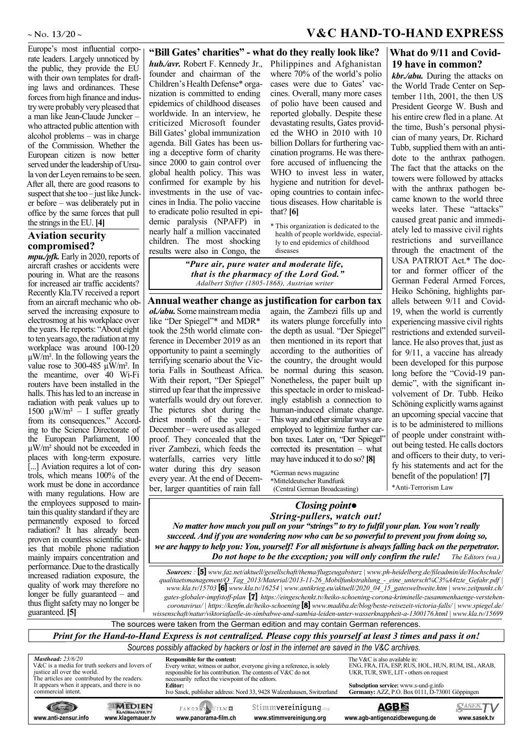Europe's most influential corporate leaders. Largely unnoticed by the public, they provide the EU with their own templates for drafting laws and ordinances. These forces from high finance and industry were probably very pleased that a man like Jean-Claude Juncker – who attracted public attention with alcohol problems – was in charge of the Commission. Whether the European citizen is now better served under the leadership of Ursula von der Leyen remains to be seen. After all, there are good reasons to suspect that she too – just like Juncker before – was deliberately put in office by the same forces that pull the strings in the EU. **[4]**

## Aviation security compromised?

***mpu./pfk.*** Early in 2020, reports of aircraft crashes or accidents were pouring in. What are the reasons for increased air traffic accidents? Recently Kla.TV received a report from an aircraft mechanic who observed the increasing exposure to electrosmog at his workplace over the years. He reports: "About eight to ten years ago, the radiation at my workplace was around 100-120 µW/m². In the following years the value rose to 300-485 µW/m². In the meantime, over 40 Wi-Fi routers have been installed in the halls. This has led to an increase in radiation with peak values up to 1500 µW/m² – I suffer greatly from its consequences." According to the Science Directorate of the European Parliament, 100 µW/m² should not be exceeded in places with long-term exposure. [...] Aviation requires a lot of controls, which means 100% of the work must be done in accordance with many regulations. How are the employees supposed to maintain this quality standard if they are permanently exposed to forced radiation? It has already been proven in countless scientific studies that mobile phone radiation mainly impairs concentration and performance. Due to the drastically increased radiation exposure, the quality of work may therefore no longer be fully guaranteed – and thus flight safety may no longer be guaranteed. **[5]**

## "Bill Gates' charities" - what do they really look like?

***hub./avr.*** Robert F. Kennedy Jr., founder and chairman of the Children's Health Defense* organization is committed to ending epidemics of childhood diseases worldwide. In an interview, he criticized Microsoft founder Bill Gates' global immunization agenda. Bill Gates has been using a deceptive form of charity since 2000 to gain control over global health policy. This was confirmed for example by his investments in the use of vaccines in India. The polio vaccine to eradicate polio resulted in epidemic paralysis (NPAFP) in nearly half a million vaccinated children. The most shocking results were also in Congo, the Philippines and Afghanistan where 70% of the world's polio cases were due to Gates' vaccines. Overall, many more cases of polio have been caused and reported globally. Despite these devastating results, Gates provided the WHO in 2010 with 10 billion Dollars for furthering vaccination programs. He was therefore accused of influencing the WHO to invest less in water, hygiene and nutrition for developing countries to contain infectious diseases. How charitable is that? **[6]**

\* This organization is dedicated to the health of people worldwide, especially to end epidemics of childhood diseases

> ***"Pure air, pure water and moderate life, that is the pharmacy of the Lord God."***
> *Adalbert Stifter (1805-1868), Austrian writer*

## Annual weather change as justification for carbon tax

***ol./abu.*** Some mainstream media like "Der Spiegel"* and MDR* took the 25th world climate conference in December 2019 as an opportunity to paint a seemingly terrifying scenario about the Victoria Falls in Southeast Africa. With their report, "Der Spiegel" stirred up fear that the impressive waterfalls would dry out forever. The pictures shot during the driest month of the year – December – were used as alleged proof. They concealed that the river Zambezi, which feeds the waterfalls, carries very little water during this dry season every year. At the end of December, larger quantities of rain fall again, the Zambezi fills up and its waters plunge forcefully into the depth as usual. "Der Spiegel" then mentioned in its report that according to the authorities of the country, the drought would be normal during this season. Nonetheless, the paper built up this spectacle in order to misleadingly establish a connection to human-induced climate change. This way and other similar ways are employed to legitimize further carbon taxes. Later on, "Der Spiegel" corrected its presentation – what may have induced it to do so? **[8]**

\*German news magazine
\*Mitteldeutscher Rundfunk (Central German Broadcasting)

## What do 9/11 and Covid-19 have in common?

***kbr./abu.*** During the attacks on the World Trade Center on September 11th, 2001, the then US President George W. Bush and his entire crew fled in a plane. At the time, Bush's personal physician of many years, Dr. Richard Tubb, supplied them with an antidote to the anthrax pathogen. The fact that the attacks on the towers were followed by attacks with the anthrax pathogen became known to the world three weeks later. These "attacks" caused great panic and immediately led to massive civil rights restrictions and surveillance through the enactment of the USA PATRIOT Act.* The doctor and former officer of the German Federal Armed Forces, Heiko Schöning, highlights parallels between 9/11 and Covid-19, when the world is currently experiencing massive civil rights restrictions and extended surveillance. He also proves that, just as for 9/11, a vaccine has already been developed for this purpose long before the "Covid-19 pandemic", with the significant involvement of Dr. Tubb. Heiko Schöning explicitly warns against an upcoming special vaccine that is to be administered to millions of people under constraint without being tested. He calls doctors and officers to their duty, to verify his statements and act for the benefit of the population! **[7]**

\*Anti-Terrorism Law

## *Closing point●*
### *String-pullers, watch out!*

***No matter how much you pull on your "strings" to try to fulfil your plan. You won't really succeed. And if you are wondering now who can be so powerful to prevent you from doing so, we are happy to help you: You, yourself! For all misfortune is always falling back on the perpetrator. Do not hope to be the exception; you will only confirm the rule!*** *The Editors (wa.)*

***Sources:*** : **[5]** *www.faz.net/aktuell/gesellschaft/thema/flugzeugabsturz | www.ph-heidelberg.de/fileadmin/de/Hochschule/qualitaetsmanagement/Q_Tag_2013/Material/2013-11-26_Mobilfunkstrahlung_-_eine_untersch%C3%A4tzte_Gefahr.pdf | www.kla.tv/15703* **[6]** *www.kla.tv/16254 | www.antikrieg.eu/aktuell/2020_04_15_gatesweltweite.htm | www.zeitpunkt.ch/gates-globaler-impfstoff-plan* **[7]** *https://eingeschenkt.tv/heiko-schoening-corona-kriminelle-zusammenhaenge-verstehen-coronavirus/ | https://kenfm.de/heiko-schoening* **[8]** *www.madiba.de/blog/beste-reisezeit-victoria-falls/ | www.spiegel.de/wissenschaft/natur/viktoriafaelle-in-simbabwe-und-sambia-leiden-unter-wasserknappheit-a-1300176.html | www.kla.tv/15699*

The sources were taken from the German edition and may contain German references.

***Print for the Hand-to-Hand Express is not centralized. Please copy this yourself at least 3 times and pass it on!***

*Sources possibly attacked by hackers or lost in the internet are saved in the V&C archives.*

***Masthead:*** *23/6/20*
V&C is a media for truth seekers and lovers of justice all over the world.
The articles are contributed by the readers.
It appears when it appears, and there is no commercial intent.

**Responsible for the content:**
Every writer, witness or author, everyone giving a reference, is solely responsible for his contribution. The contents of V&C do not necessarily reflect the viewpoint of the editors.
**Editor:**
Ivo Sasek, publisher address: Nord 33, 9428 Walzenhausen, Switzerland

The V&C is also available in:
ENG, FRA, ITA, ESP, RUS, HOL, HUN, RUM, ISL, ARAB, UKR, TUR, SWE, LIT - others on request

**Subsciption service:** www.s-und-g.info
**Germany:** AZZ, P.O. Box 0111, D-73001 Göppingen

**www.anti-zensur.info** | **www.klagemauer.tv** | **www.panorama-film.ch** | **www.stimmvereinigung.org** | **www.agb-antigenozidbewegung.de** | **www.sasek.tv**